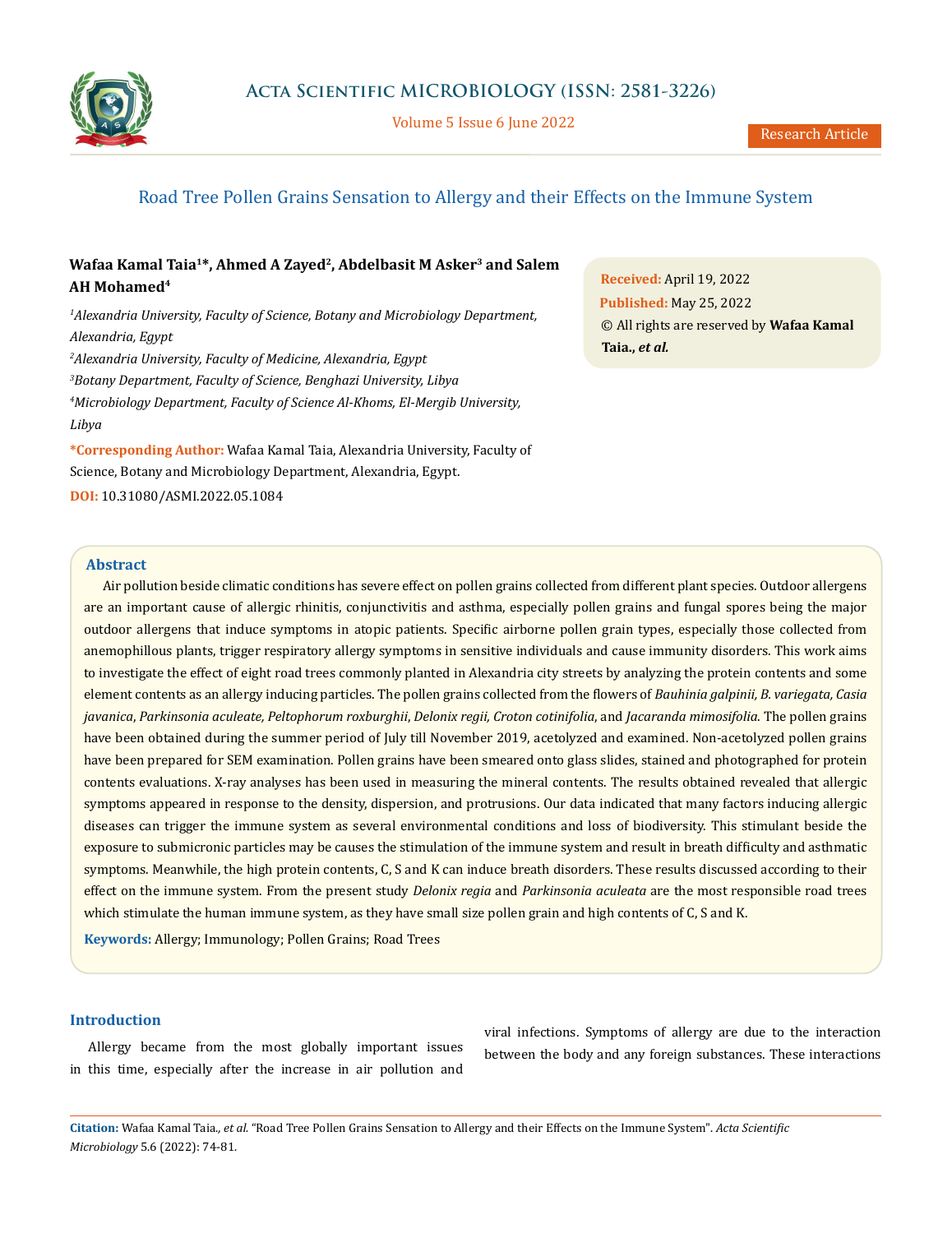# Road Tree Pollen Grains Sensation to Allergy and their Effects on the Immune System

**Wafaa Kamal Taia[1]*, Ahmed A Zayed[2], Abdelbasit M Asker[3] and Salem AH Mohamed[4]**

*[1]Alexandria University, Faculty of Science, Botany and Microbiology Department, Alexandria, Egypt*

*[2]Alexandria University, Faculty of Medicine, Alexandria, Egypt*

*[3]Botany Department, Faculty of Science, Benghazi University, Libya*

*[4]Microbiology Department, Faculty of Science Al-Khoms, El-Mergib University, Libya*

**\*Corresponding Author:** Wafaa Kamal Taia, Alexandria University, Faculty of Science, Botany and Microbiology Department, Alexandria, Egypt.

**DOI:** 10.31080/ASMI.2022.05.1084

**Received:** April 19, 2022
**Published:** May 25, 2022
© All rights are reserved by **Wafaa Kamal Taia.,** ***et al.***

## Abstract

Air pollution beside climatic conditions has severe effect on pollen grains collected from different plant species. Outdoor allergens are an important cause of allergic rhinitis, conjunctivitis and asthma, especially pollen grains and fungal spores being the major outdoor allergens that induce symptoms in atopic patients. Specific airborne pollen grain types, especially those collected from anemophillous plants, trigger respiratory allergy symptoms in sensitive individuals and cause immunity disorders. This work aims to investigate the effect of eight road trees commonly planted in Alexandria city streets by analyzing the protein contents and some element contents as an allergy inducing particles. The pollen grains collected from the flowers of *Bauhinia galpinii, B. variegata, Casia javanica*, *Parkinsonia aculeate, Peltophorum roxburghii*, *Delonix regii, Croton cotinifolia*, and *Jacaranda mimosifolia.* The pollen grains have been obtained during the summer period of July till November 2019, acetolyzed and examined. Non-acetolyzed pollen grains have been prepared for SEM examination. Pollen grains have been smeared onto glass slides, stained and photographed for protein contents evaluations. X-ray analyses has been used in measuring the mineral contents. The results obtained revealed that allergic symptoms appeared in response to the density, dispersion, and protrusions. Our data indicated that many factors inducing allergic diseases can trigger the immune system as several environmental conditions and loss of biodiversity. This stimulant beside the exposure to submicronic particles may be causes the stimulation of the immune system and result in breath difficulty and asthmatic symptoms. Meanwhile, the high protein contents, C, S and K can induce breath disorders. These results discussed according to their effect on the immune system. From the present study *Delonix regia* and *Parkinsonia aculeata* are the most responsible road trees which stimulate the human immune system, as they have small size pollen grain and high contents of C, S and K.

**Keywords:** Allergy; Immunology; Pollen Grains; Road Trees

## Introduction

Allergy became from the most globally important issues in this time, especially after the increase in air pollution and viral infections. Symptoms of allergy are due to the interaction between the body and any foreign substances. These interactions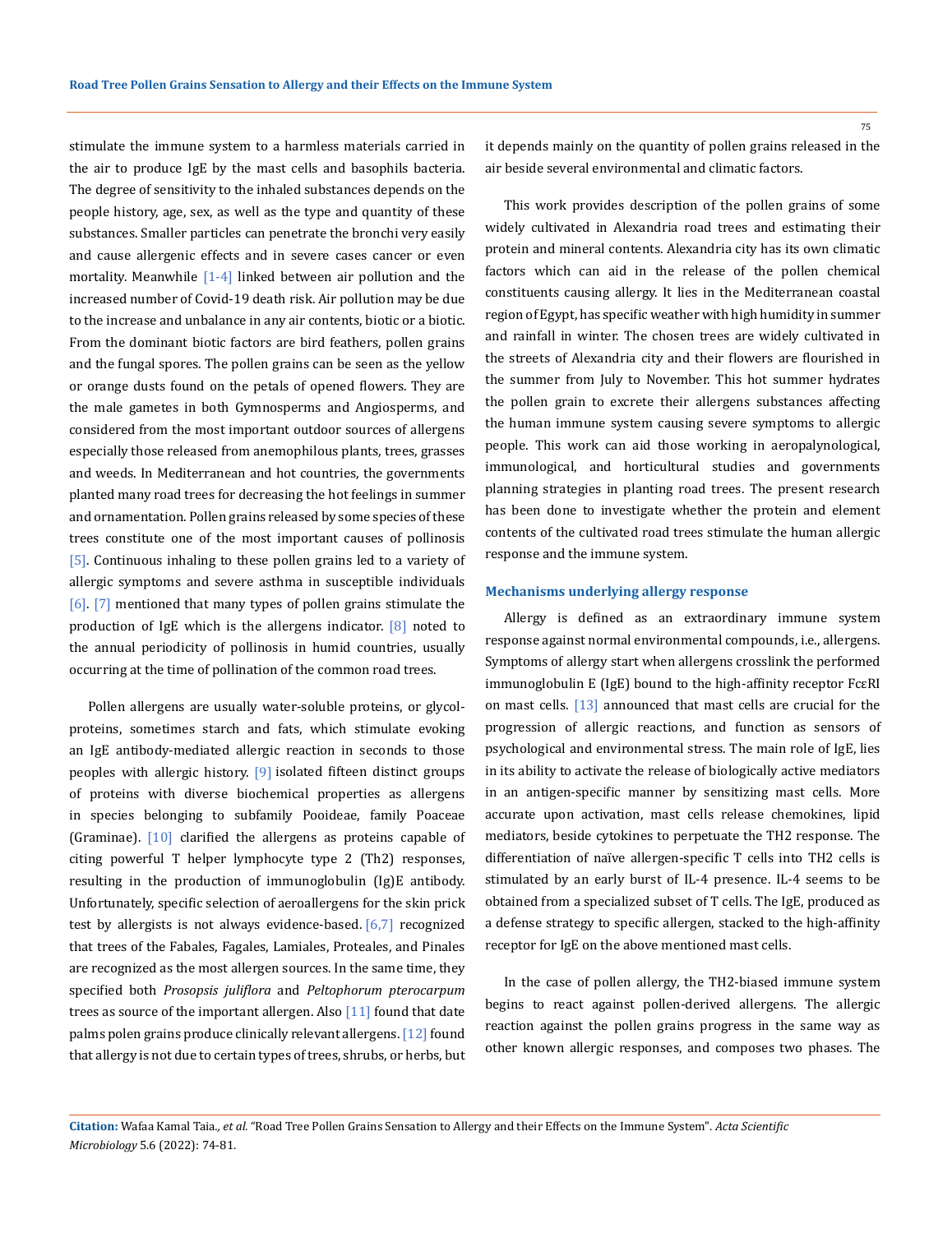stimulate the immune system to a harmless materials carried in the air to produce IgE by the mast cells and basophils bacteria. The degree of sensitivity to the inhaled substances depends on the people history, age, sex, as well as the type and quantity of these substances. Smaller particles can penetrate the bronchi very easily and cause allergenic effects and in severe cases cancer or even mortality. Meanwhile [1-4] linked between air pollution and the increased number of Covid-19 death risk. Air pollution may be due to the increase and unbalance in any air contents, biotic or a biotic. From the dominant biotic factors are bird feathers, pollen grains and the fungal spores. The pollen grains can be seen as the yellow or orange dusts found on the petals of opened flowers. They are the male gametes in both Gymnosperms and Angiosperms, and considered from the most important outdoor sources of allergens especially those released from anemophilous plants, trees, grasses and weeds. In Mediterranean and hot countries, the governments planted many road trees for decreasing the hot feelings in summer and ornamentation. Pollen grains released by some species of these trees constitute one of the most important causes of pollinosis [5]. Continuous inhaling to these pollen grains led to a variety of allergic symptoms and severe asthma in susceptible individuals [6]. [7] mentioned that many types of pollen grains stimulate the production of IgE which is the allergens indicator. [8] noted to the annual periodicity of pollinosis in humid countries, usually occurring at the time of pollination of the common road trees.

Pollen allergens are usually water-soluble proteins, or glycol-proteins, sometimes starch and fats, which stimulate evoking an IgE antibody-mediated allergic reaction in seconds to those peoples with allergic history. [9] isolated fifteen distinct groups of proteins with diverse biochemical properties as allergens in species belonging to subfamily Pooideae, family Poaceae (Graminae). [10] clarified the allergens as proteins capable of citing powerful T helper lymphocyte type 2 (Th2) responses, resulting in the production of immunoglobulin (Ig)E antibody. Unfortunately, specific selection of aeroallergens for the skin prick test by allergists is not always evidence-based. [6,7] recognized that trees of the Fabales, Fagales, Lamiales, Proteales, and Pinales are recognized as the most allergen sources. In the same time, they specified both *Prosopsis juliflora* and *Peltophorum pterocarpum* trees as source of the important allergen. Also [11] found that date palms polen grains produce clinically relevant allergens. [12] found that allergy is not due to certain types of trees, shrubs, or herbs, but it depends mainly on the quantity of pollen grains released in the air beside several environmental and climatic factors.

This work provides description of the pollen grains of some widely cultivated in Alexandria road trees and estimating their protein and mineral contents. Alexandria city has its own climatic factors which can aid in the release of the pollen chemical constituents causing allergy. It lies in the Mediterranean coastal region of Egypt, has specific weather with high humidity in summer and rainfall in winter. The chosen trees are widely cultivated in the streets of Alexandria city and their flowers are flourished in the summer from July to November. This hot summer hydrates the pollen grain to excrete their allergens substances affecting the human immune system causing severe symptoms to allergic people. This work can aid those working in aeropalynological, immunological, and horticultural studies and governments planning strategies in planting road trees. The present research has been done to investigate whether the protein and element contents of the cultivated road trees stimulate the human allergic response and the immune system.

### Mechanisms underlying allergy response

Allergy is defined as an extraordinary immune system response against normal environmental compounds, i.e., allergens. Symptoms of allergy start when allergens crosslink the performed immunoglobulin E (IgE) bound to the high-affinity receptor FcεRI on mast cells. [13] announced that mast cells are crucial for the progression of allergic reactions, and function as sensors of psychological and environmental stress. The main role of IgE, lies in its ability to activate the release of biologically active mediators in an antigen-specific manner by sensitizing mast cells. More accurate upon activation, mast cells release chemokines, lipid mediators, beside cytokines to perpetuate the TH2 response. The differentiation of naïve allergen-specific T cells into TH2 cells is stimulated by an early burst of IL-4 presence. IL-4 seems to be obtained from a specialized subset of T cells. The IgE, produced as a defense strategy to specific allergen, stacked to the high-affinity receptor for IgE on the above mentioned mast cells.

In the case of pollen allergy, the TH2-biased immune system begins to react against pollen-derived allergens. The allergic reaction against the pollen grains progress in the same way as other known allergic responses, and composes two phases. The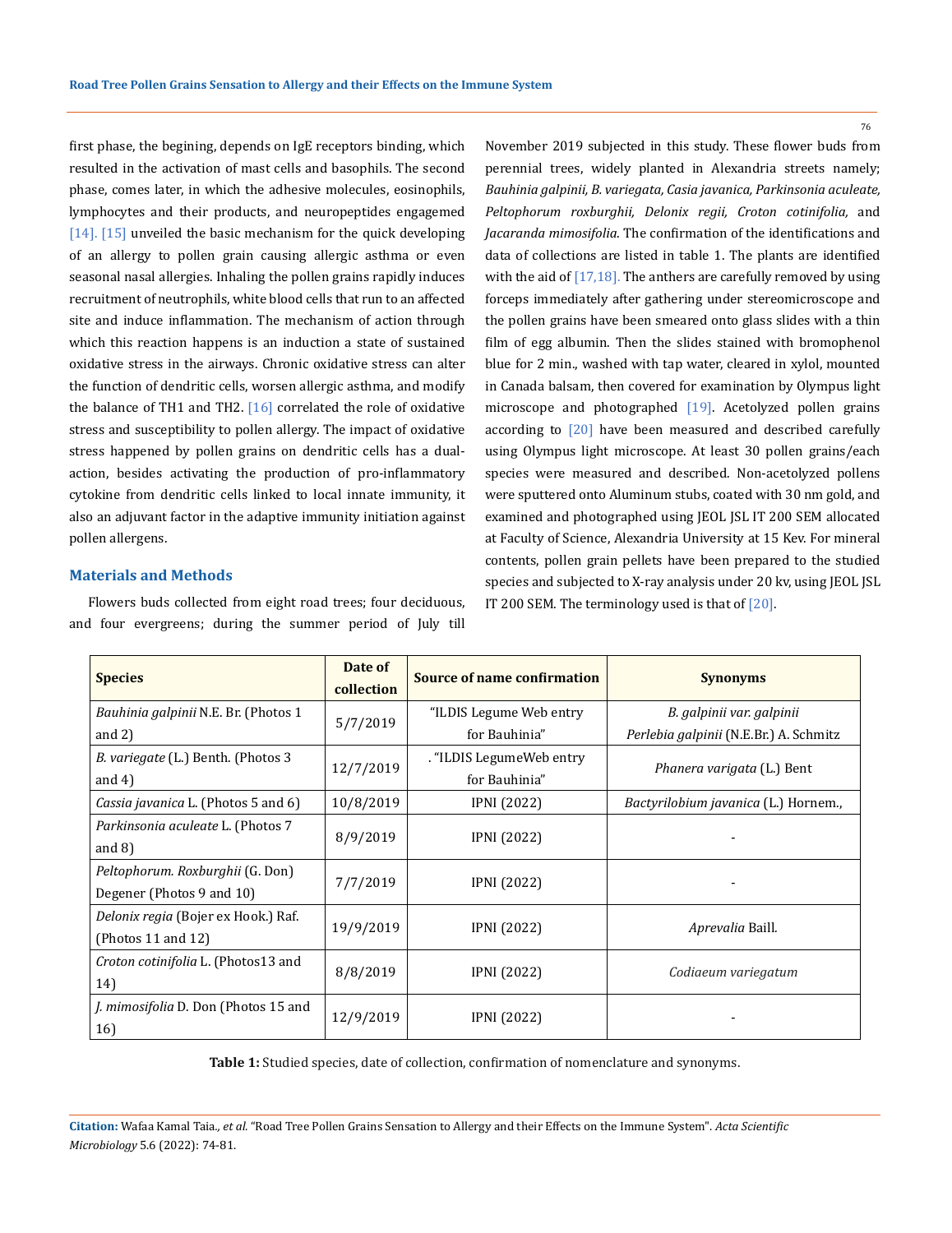first phase, the begining, depends on IgE receptors binding, which resulted in the activation of mast cells and basophils. The second phase, comes later, in which the adhesive molecules, eosinophils, lymphocytes and their products, and neuropeptides engagemed [14]. [15] unveiled the basic mechanism for the quick developing of an allergy to pollen grain causing allergic asthma or even seasonal nasal allergies. Inhaling the pollen grains rapidly induces recruitment of neutrophils, white blood cells that run to an affected site and induce inflammation. The mechanism of action through which this reaction happens is an induction a state of sustained oxidative stress in the airways. Chronic oxidative stress can alter the function of dendritic cells, worsen allergic asthma, and modify the balance of TH1 and TH2. [16] correlated the role of oxidative stress and susceptibility to pollen allergy. The impact of oxidative stress happened by pollen grains on dendritic cells has a dual-action, besides activating the production of pro-inflammatory cytokine from dendritic cells linked to local innate immunity, it also an adjuvant factor in the adaptive immunity initiation against pollen allergens.

## Materials and Methods

Flowers buds collected from eight road trees; four deciduous, and four evergreens; during the summer period of July till November 2019 subjected in this study. These flower buds from perennial trees, widely planted in Alexandria streets namely; *Bauhinia galpinii, B. variegata, Casia javanica, Parkinsonia aculeate, Peltophorum roxburghii, Delonix regii, Croton cotinifolia,* and *Jacaranda mimosifolia*. The confirmation of the identifications and data of collections are listed in table 1. The plants are identified with the aid of [17,18]. The anthers are carefully removed by using forceps immediately after gathering under stereomicroscope and the pollen grains have been smeared onto glass slides with a thin film of egg albumin. Then the slides stained with bromophenol blue for 2 min., washed with tap water, cleared in xylol, mounted in Canada balsam, then covered for examination by Olympus light microscope and photographed [19]. Acetolyzed pollen grains according to [20] have been measured and described carefully using Olympus light microscope. At least 30 pollen grains/each species were measured and described. Non-acetolyzed pollens were sputtered onto Aluminum stubs, coated with 30 nm gold, and examined and photographed using JEOL JSL IT 200 SEM allocated at Faculty of Science, Alexandria University at 15 Kev. For mineral contents, pollen grain pellets have been prepared to the studied species and subjected to X-ray analysis under 20 kv, using JEOL JSL IT 200 SEM. The terminology used is that of [20].

| Species | Date of collection | Source of name confirmation | Synonyms |
|---|---|---|---|
| *Bauhinia galpinii* N.E. Br. (Photos 1 and 2) | 5/7/2019 | "ILDIS Legume Web entry for Bauhinia" | *B. galpinii var. galpinii* *Perlebia galpinii* (N.E.Br.) A. Schmitz |
| *B. variegate* (L.) Benth. (Photos 3 and 4) | 12/7/2019 | . "ILDIS LegumeWeb entry for Bauhinia" | *Phanera varigata* (L.) Bent |
| *Cassia javanica* L. (Photos 5 and 6) | 10/8/2019 | IPNI (2022) | *Bactyrilobium javanica* (L.) Hornem., |
| *Parkinsonia aculeate* L. (Photos 7 and 8) | 8/9/2019 | IPNI (2022) | - |
| *Peltophorum. Roxburghii* (G. Don) Degener (Photos 9 and 10) | 7/7/2019 | IPNI (2022) | - |
| *Delonix regia* (Bojer ex Hook.) Raf. (Photos 11 and 12) | 19/9/2019 | IPNI (2022) | *Aprevalia* Baill. |
| *Croton cotinifolia* L. (Photos13 and 14) | 8/8/2019 | IPNI (2022) | *Codiaeum variegatum* |
| *J. mimosifolia* D. Don (Photos 15 and 16) | 12/9/2019 | IPNI (2022) | - |

**Table 1:** Studied species, date of collection, confirmation of nomenclature and synonyms.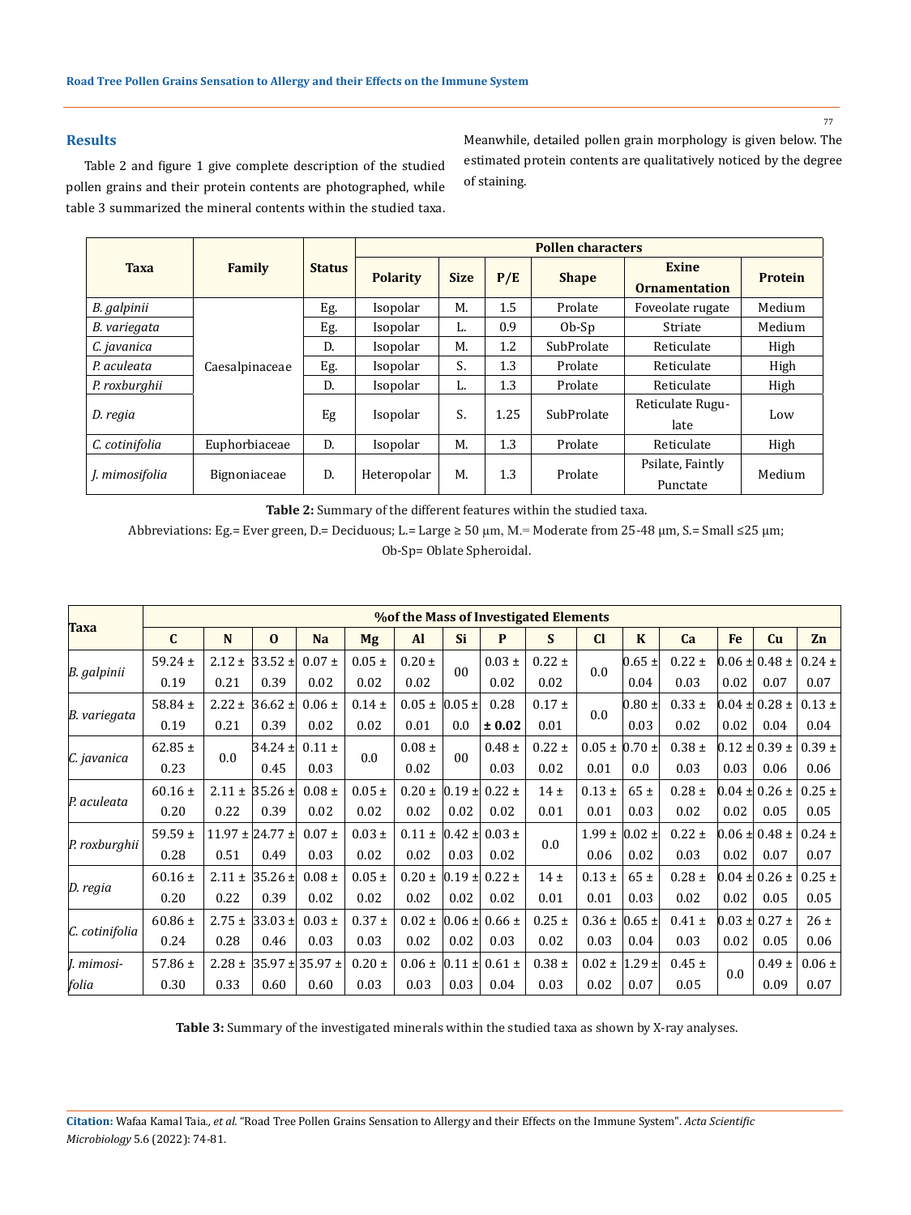## Results

Table 2 and figure 1 give complete description of the studied pollen grains and their protein contents are photographed, while table 3 summarized the mineral contents within the studied taxa. Meanwhile, detailed pollen grain morphology is given below. The estimated protein contents are qualitatively noticed by the degree of staining.

| Taxa | Family | Status | Pollen characters | | | | | |
|---|---|---|---|---|---|---|---|---|
| | | | Polarity | Size | P/E | Shape | Exine Ornamentation | Protein |
| *B. galpinii* | Caesalpinaceae | Eg. | Isopolar | M. | 1.5 | Prolate | Foveolate rugate | Medium |
| *B. variegata* | | Eg. | Isopolar | L. | 0.9 | Ob-Sp | Striate | Medium |
| *C. javanica* | | D. | Isopolar | M. | 1.2 | SubProlate | Reticulate | High |
| *P. aculeata* | | Eg. | Isopolar | S. | 1.3 | Prolate | Reticulate | High |
| *P. roxburghii* | | D. | Isopolar | L. | 1.3 | Prolate | Reticulate | High |
| *D. regia* | | Eg | Isopolar | S. | 1.25 | SubProlate | Reticulate Rugulate | Low |
| *C. cotinifolia* | Euphorbiaceae | D. | Isopolar | M. | 1.3 | Prolate | Reticulate | High |
| *J. mimosifolia* | Bignoniaceae | D. | Heteropolar | M. | 1.3 | Prolate | Psilate, Faintly Punctate | Medium |

**Table 2:** Summary of the different features within the studied taxa.

Abbreviations: Eg.= Ever green, D.= Deciduous; L.= Large ≥ 50 μm, M.= Moderate from 25-48 μm, S.= Small ≤25 μm; Ob-Sp= Oblate Spheroidal.

| Taxa | %of the Mass of Investigated Elements | | | | | | | | | | | | | | |
|---|---|---|---|---|---|---|---|---|---|---|---|---|---|---|---|
| | C | N | O | Na | Mg | Al | Si | P | S | Cl | K | Ca | Fe | Cu | Zn |
| *B. galpinii* | 59.24 ± 0.19 | 2.12 ± 0.21 | 33.52 ± 0.39 | 0.07 ± 0.02 | 0.05 ± 0.02 | 0.20 ± 0.02 | 00 | 0.03 ± 0.02 | 0.22 ± 0.02 | 0.0 | 0.65 ± 0.04 | 0.22 ± 0.03 | 0.06 ± 0.02 | 0.48 ± 0.07 | 0.24 ± 0.07 |
| *B. variegata* | 58.84 ± 0.19 | 2.22 ± 0.21 | 36.62 ± 0.39 | 0.06 ± 0.02 | 0.14 ± 0.02 | 0.05 ± 0.01 | 0.05 ± 0.0 | 0.28 **± 0.02** | 0.17 ± 0.01 | 0.0 | 0.80 ± 0.03 | 0.33 ± 0.02 | 0.04 ± 0.02 | 0.28 ± 0.04 | 0.13 ± 0.04 |
| *C. javanica* | 62.85 ± 0.23 | 0.0 | 34.24 ± 0.45 | 0.11 ± 0.03 | 0.0 | 0.08 ± 0.02 | 00 | 0.48 ± 0.03 | 0.22 ± 0.02 | 0.05 ± 0.01 | 0.70 ± 0.0 | 0.38 ± 0.03 | 0.12 ± 0.03 | 0.39 ± 0.06 | 0.39 ± 0.06 |
| *P. aculeata* | 60.16 ± 0.20 | 2.11 ± 0.22 | 35.26 ± 0.39 | 0.08 ± 0.02 | 0.05 ± 0.02 | 0.20 ± 0.02 | 0.19 ± 0.02 | 0.22 ± 0.02 | 14 ± 0.01 | 0.13 ± 0.01 | 65 ± 0.03 | 0.28 ± 0.02 | 0.04 ± 0.02 | 0.26 ± 0.05 | 0.25 ± 0.05 |
| *P. roxburghii* | 59.59 ± 0.28 | 11.97 ± 0.51 | 24.77 ± 0.49 | 0.07 ± 0.03 | 0.03 ± 0.02 | 0.11 ± 0.02 | 0.42 ± 0.03 | 0.03 ± 0.02 | 0.0 | 1.99 ± 0.06 | 0.02 ± 0.02 | 0.22 ± 0.03 | 0.06 ± 0.02 | 0.48 ± 0.07 | 0.24 ± 0.07 |
| *D. regia* | 60.16 ± 0.20 | 2.11 ± 0.22 | 35.26 ± 0.39 | 0.08 ± 0.02 | 0.05 ± 0.02 | 0.20 ± 0.02 | 0.19 ± 0.02 | 0.22 ± 0.02 | 14 ± 0.01 | 0.13 ± 0.01 | 65 ± 0.03 | 0.28 ± 0.02 | 0.04 ± 0.02 | 0.26 ± 0.05 | 0.25 ± 0.05 |
| *C. cotinifolia* | 60.86 ± 0.24 | 2.75 ± 0.28 | 33.03 ± 0.46 | 0.03 ± 0.03 | 0.37 ± 0.03 | 0.02 ± 0.02 | 0.06 ± 0.02 | 0.66 ± 0.03 | 0.25 ± 0.02 | 0.36 ± 0.03 | 0.65 ± 0.04 | 0.41 ± 0.03 | 0.03 ± 0.02 | 0.27 ± 0.05 | 26 ± 0.06 |
| *J. mimosifolia* | 57.86 ± 0.30 | 2.28 ± 0.33 | 35.97 ± 0.60 | 35.97 ± 0.60 | 0.20 ± 0.03 | 0.06 ± 0.03 | 0.11 ± 0.03 | 0.61 ± 0.04 | 0.38 ± 0.03 | 0.02 ± 0.02 | 1.29 ± 0.07 | 0.45 ± 0.05 | 0.0 | 0.49 ± 0.09 | 0.06 ± 0.07 |

**Table 3:** Summary of the investigated minerals within the studied taxa as shown by X-ray analyses.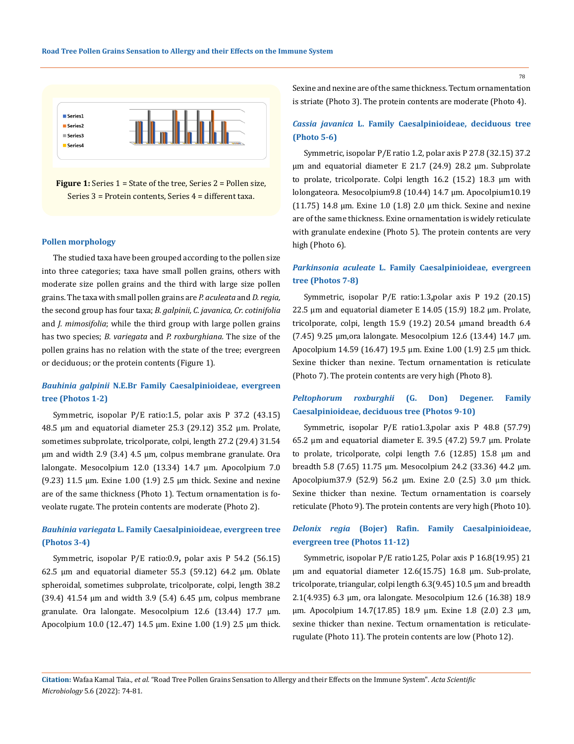Figure 1: Series 1 = State of the tree, Series 2 = Pollen size, Series 3 = Protein contents, Series 4 = different taxa.

### Pollen morphology

The studied taxa have been grouped according to the pollen size into three categories; taxa have small pollen grains, others with moderate size pollen grains and the third with large size pollen grains. The taxa with small pollen grains are *P. aculeata* and *D. regia,* the second group has four taxa; *B. galpinii, C. javanica, Cr. cotinifolia* and *J. mimosifolia*; while the third group with large pollen grains has two species; *B. variegata* and *P. roxburghiana.* The size of the pollen grains has no relation with the state of the tree; evergreen or deciduous; or the protein contents (Figure 1).

### *Bauhinia galpinii* N.E.Br Family Caesalpinioideae, evergreen tree (Photos 1-2)

Symmetric, isopolar P/E ratio:1.5, polar axis P 37.2 (43.15) 48.5 µm and equatorial diameter 25.3 (29.12) 35.2 µm. Prolate, sometimes subprolate, tricolporate, colpi, length 27.2 (29.4) 31.54 µm and width 2.9 (3.4) 4.5 µm, colpus membrane granulate. Ora lalongate. Mesocolpium 12.0 (13.34) 14.7 µm. Apocolpium 7.0 (9.23) 11.5 µm. Exine 1.00 (1.9) 2.5 µm thick. Sexine and nexine are of the same thickness (Photo 1). Tectum ornamentation is foveolate rugate. The protein contents are moderate (Photo 2).

### *Bauhinia variegata* L. Family Caesalpinioideae, evergreen tree (Photos 3-4)

Symmetric, isopolar P/E ratio:0.9, polar axis P 54.2 (56.15) 62.5 µm and equatorial diameter 55.3 (59.12) 64.2 µm. Oblate spheroidal, sometimes subprolate, tricolporate, colpi, length 38.2 (39.4) 41.54 µm and width 3.9 (5.4) 6.45 µm, colpus membrane granulate. Ora lalongate. Mesocolpium 12.6 (13.44) 17.7 µm. Apocolpium 10.0 (12..47) 14.5 µm. Exine 1.00 (1.9) 2.5 µm thick. Sexine and nexine are of the same thickness. Tectum ornamentation is striate (Photo 3). The protein contents are moderate (Photo 4).

### *Cassia javanica* L. Family Caesalpinioideae, deciduous tree (Photo 5-6)

Symmetric, isopolar P/E ratio 1.2, polar axis P 27.8 (32.15) 37.2 µm and equatorial diameter E 21.7 (24.9) 28.2 µm. Subprolate to prolate, tricolporate. Colpi length 16.2 (15.2) 18.3 µm with lolongateora. Mesocolpium9.8 (10.44) 14.7 µm. Apocolpium10.19 (11.75) 14.8 µm. Exine 1.0 (1.8) 2.0 µm thick. Sexine and nexine are of the same thickness. Exine ornamentation is widely reticulate with granulate endexine (Photo 5). The protein contents are very high (Photo 6).

### *Parkinsonia aculeate* L. Family Caesalpinioideae, evergreen tree (Photos 7-8)

Symmetric, isopolar P/E ratio:1.3,polar axis P 19.2 (20.15) 22.5 µm and equatorial diameter E 14.05 (15.9) 18.2 µm. Prolate, tricolporate, colpi, length 15.9 (19.2) 20.54 µmand breadth 6.4 (7.45) 9.25 µm,ora lalongate. Mesocolpium 12.6 (13.44) 14.7 µm. Apocolpium 14.59 (16.47) 19.5 µm. Exine 1.00 (1.9) 2.5 µm thick. Sexine thicker than nexine. Tectum ornamentation is reticulate (Photo 7). The protein contents are very high (Photo 8).

### *Peltophorum roxburghii* (G. Don) Degener. Family Caesalpinioideae, deciduous tree (Photos 9-10)

Symmetric, isopolar P/E ratio1.3,polar axis P 48.8 (57.79) 65.2 µm and equatorial diameter E. 39.5 (47.2) 59.7 µm. Prolate to prolate, tricolporate, colpi length 7.6 (12.85) 15.8 µm and breadth 5.8 (7.65) 11.75 µm. Mesocolpium 24.2 (33.36) 44.2 µm. Apocolpium37.9 (52.9) 56.2 µm. Exine 2.0 (2.5) 3.0 µm thick. Sexine thicker than nexine. Tectum ornamentation is coarsely reticulate (Photo 9). The protein contents are very high (Photo 10).

### *Delonix regia* (Bojer) Rafin. Family Caesalpinioideae, evergreen tree (Photos 11-12)

Symmetric, isopolar P/E ratio1.25, Polar axis P 16.8(19.95) 21 µm and equatorial diameter 12.6(15.75) 16.8 µm. Sub-prolate, tricolporate, triangular, colpi length 6.3(9.45) 10.5 µm and breadth 2.1(4.935) 6.3 µm, ora lalongate. Mesocolpium 12.6 (16.38) 18.9 µm. Apocolpium 14.7(17.85) 18.9 µm. Exine 1.8 (2.0) 2.3 µm, sexine thicker than nexine. Tectum ornamentation is reticulate-rugulate (Photo 11). The protein contents are low (Photo 12).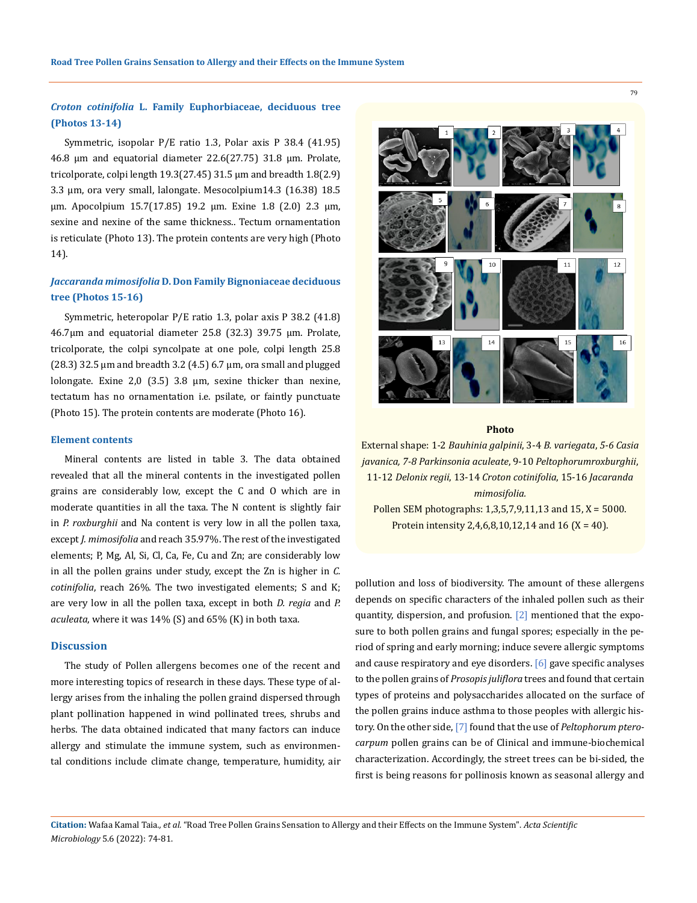### *Croton cotinifolia* L. Family Euphorbiaceae, deciduous tree (Photos 13-14)

Symmetric, isopolar P/E ratio 1.3, Polar axis P 38.4 (41.95) 46.8 µm and equatorial diameter 22.6(27.75) 31.8 µm. Prolate, tricolporate, colpi length 19.3(27.45) 31.5 µm and breadth 1.8(2.9) 3.3 µm, ora very small, lalongate. Mesocolpium14.3 (16.38) 18.5 µm. Apocolpium 15.7(17.85) 19.2 µm. Exine 1.8 (2.0) 2.3 µm, sexine and nexine of the same thickness.. Tectum ornamentation is reticulate (Photo 13). The protein contents are very high (Photo 14).

### *Jaccaranda mimosifolia* D. Don Family Bignoniaceae deciduous tree (Photos 15-16)

Symmetric, heteropolar P/E ratio 1.3, polar axis P 38.2 (41.8) 46.7µm and equatorial diameter 25.8 (32.3) 39.75 µm. Prolate, tricolporate, the colpi syncolpate at one pole, colpi length 25.8 (28.3) 32.5 µm and breadth 3.2 (4.5) 6.7 µm, ora small and plugged lolongate. Exine 2,0 (3.5) 3.8 µm, sexine thicker than nexine, tectatum has no ornamentation i.e. psilate, or faintly punctuate (Photo 15). The protein contents are moderate (Photo 16).

### Element contents

Mineral contents are listed in table 3. The data obtained revealed that all the mineral contents in the investigated pollen grains are considerably low, except the C and O which are in moderate quantities in all the taxa. The N content is slightly fair in *P. roxburghii* and Na content is very low in all the pollen taxa, except *J. mimosifolia* and reach 35.97%. The rest of the investigated elements; P, Mg, Al, Si, Cl, Ca, Fe, Cu and Zn; are considerably low in all the pollen grains under study, except the Zn is higher in *C. cotinifolia*, reach 26%. The two investigated elements; S and K; are very low in all the pollen taxa, except in both *D. regia* and *P. aculeata*, where it was 14% (S) and 65% (K) in both taxa.

**Photo**

External shape: 1-2 *Bauhinia galpinii*, 3-4 *B. variegata*, *5-6 Casia javanica, 7-8 Parkinsonia aculeate*, 9-10 *Peltophorumroxburghii*, 11-12 *Delonix regii*, 13-14 *Croton cotinifolia*, 15-16 *Jacaranda mimosifolia.*

Pollen SEM photographs: 1,3,5,7,9,11,13 and 15, X = 5000.

Protein intensity 2,4,6,8,10,12,14 and 16 (X = 40).

## Discussion

The study of Pollen allergens becomes one of the recent and more interesting topics of research in these days. These type of allergy arises from the inhaling the pollen graind dispersed through plant pollination happened in wind pollinated trees, shrubs and herbs. The data obtained indicated that many factors can induce allergy and stimulate the immune system, such as environmental conditions include climate change, temperature, humidity, air pollution and loss of biodiversity. The amount of these allergens depends on specific characters of the inhaled pollen such as their quantity, dispersion, and profusion. [2] mentioned that the exposure to both pollen grains and fungal spores; especially in the period of spring and early morning; induce severe allergic symptoms and cause respiratory and eye disorders. [6] gave specific analyses to the pollen grains of *Prosopis juliflora* trees and found that certain types of proteins and polysaccharides allocated on the surface of the pollen grains induce asthma to those peoples with allergic history. On the other side, [7] found that the use of *Peltophorum pterocarpum* pollen grains can be of Clinical and immune-biochemical characterization. Accordingly, the street trees can be bi-sided, the first is being reasons for pollinosis known as seasonal allergy and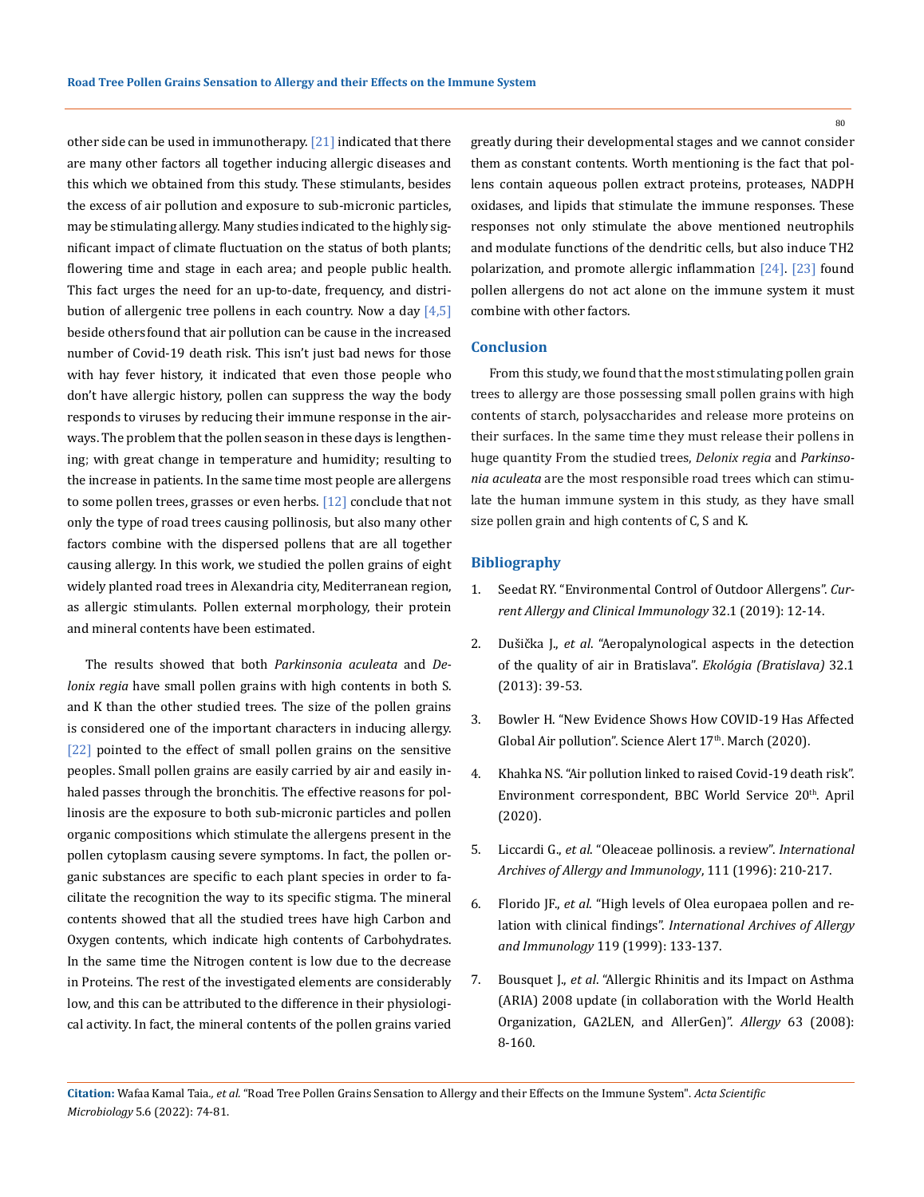other side can be used in immunotherapy. [21] indicated that there are many other factors all together inducing allergic diseases and this which we obtained from this study. These stimulants, besides the excess of air pollution and exposure to sub-micronic particles, may be stimulating allergy. Many studies indicated to the highly significant impact of climate fluctuation on the status of both plants; flowering time and stage in each area; and people public health. This fact urges the need for an up-to-date, frequency, and distribution of allergenic tree pollens in each country. Now a day [4,5] beside others found that air pollution can be cause in the increased number of Covid-19 death risk. This isn't just bad news for those with hay fever history, it indicated that even those people who don't have allergic history, pollen can suppress the way the body responds to viruses by reducing their immune response in the airways. The problem that the pollen season in these days is lengthening; with great change in temperature and humidity; resulting to the increase in patients. In the same time most people are allergens to some pollen trees, grasses or even herbs. [12] conclude that not only the type of road trees causing pollinosis, but also many other factors combine with the dispersed pollens that are all together causing allergy. In this work, we studied the pollen grains of eight widely planted road trees in Alexandria city, Mediterranean region, as allergic stimulants. Pollen external morphology, their protein and mineral contents have been estimated.

The results showed that both *Parkinsonia aculeata* and *Delonix regia* have small pollen grains with high contents in both S. and K than the other studied trees. The size of the pollen grains is considered one of the important characters in inducing allergy. [22] pointed to the effect of small pollen grains on the sensitive peoples. Small pollen grains are easily carried by air and easily inhaled passes through the bronchitis. The effective reasons for pollinosis are the exposure to both sub-micronic particles and pollen organic compositions which stimulate the allergens present in the pollen cytoplasm causing severe symptoms. In fact, the pollen organic substances are specific to each plant species in order to facilitate the recognition the way to its specific stigma. The mineral contents showed that all the studied trees have high Carbon and Oxygen contents, which indicate high contents of Carbohydrates. In the same time the Nitrogen content is low due to the decrease in Proteins. The rest of the investigated elements are considerably low, and this can be attributed to the difference in their physiological activity. In fact, the mineral contents of the pollen grains varied greatly during their developmental stages and we cannot consider them as constant contents. Worth mentioning is the fact that pollens contain aqueous pollen extract proteins, proteases, NADPH oxidases, and lipids that stimulate the immune responses. These responses not only stimulate the above mentioned neutrophils and modulate functions of the dendritic cells, but also induce TH2 polarization, and promote allergic inflammation [24]. [23] found pollen allergens do not act alone on the immune system it must combine with other factors.

## Conclusion

From this study, we found that the most stimulating pollen grain trees to allergy are those possessing small pollen grains with high contents of starch, polysaccharides and release more proteins on their surfaces. In the same time they must release their pollens in huge quantity From the studied trees, *Delonix regia* and *Parkinsonia aculeata* are the most responsible road trees which can stimulate the human immune system in this study, as they have small size pollen grain and high contents of C, S and K.

## Bibliography

1. Seedat RY. "Environmental Control of Outdoor Allergens". *Current Allergy and Clinical Immunology* 32.1 (2019): 12-14.
2. Dušička J., *et al*. "Aeropalynological aspects in the detection of the quality of air in Bratislava". *Ekológia (Bratislava)* 32.1 (2013): 39-53.
3. Bowler H. "New Evidence Shows How COVID-19 Has Affected Global Air pollution". Science Alert 17th. March (2020).
4. Khahka NS. "Air pollution linked to raised Covid-19 death risk". Environment correspondent, BBC World Service 20th. April (2020).
5. Liccardi G., *et al*. "Oleaceae pollinosis. a review". *International Archives of Allergy and Immunology*, 111 (1996): 210-217.
6. Florido JF., *et al*. "High levels of Olea europaea pollen and relation with clinical findings". *International Archives of Allergy and Immunology* 119 (1999): 133-137.
7. Bousquet J., *et al*. "Allergic Rhinitis and its Impact on Asthma (ARIA) 2008 update (in collaboration with the World Health Organization, GA2LEN, and AllerGen)". *Allergy* 63 (2008): 8-160.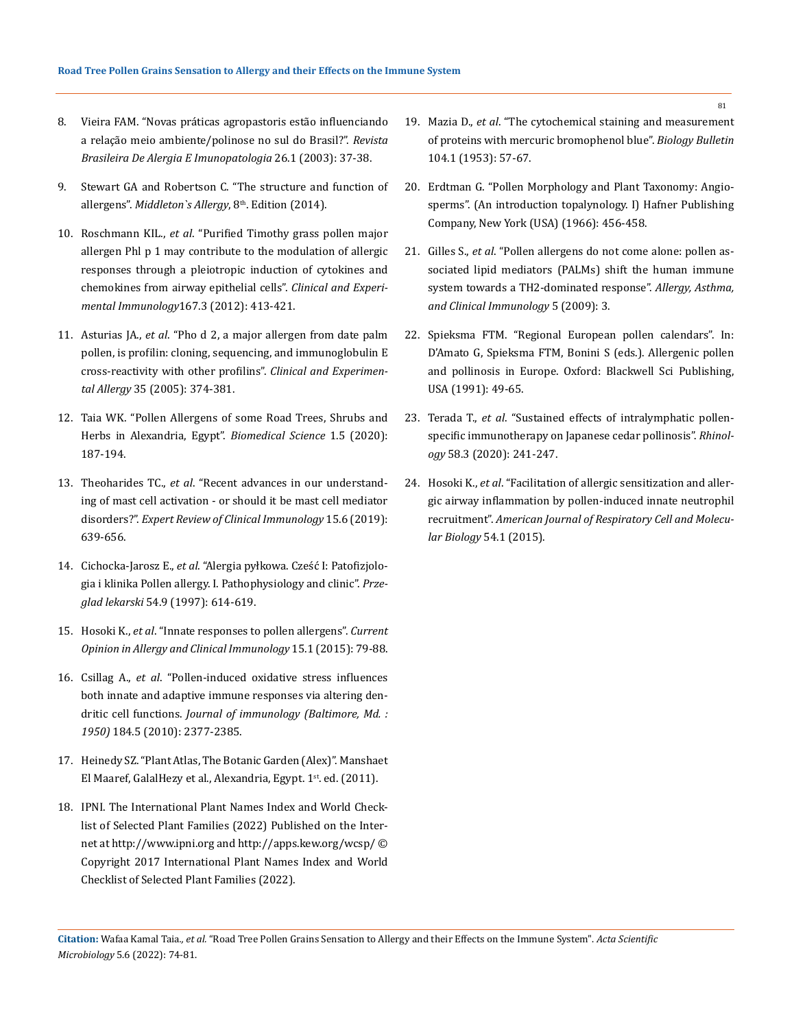8. Vieira FAM. "Novas práticas agropastoris estão influenciando a relação meio ambiente/polinose no sul do Brasil?". *Revista Brasileira De Alergia E Imunopatologia* 26.1 (2003): 37-38.

9. Stewart GA and Robertson C. "The structure and function of allergens". *Middleton`s Allergy*, 8th. Edition (2014).

10. Roschmann KIL., *et al*. "Purified Timothy grass pollen major allergen Phl p 1 may contribute to the modulation of allergic responses through a pleiotropic induction of cytokines and chemokines from airway epithelial cells". *Clinical and Experimental Immunology*167.3 (2012): 413-421.

11. Asturias JA., *et al*. "Pho d 2, a major allergen from date palm pollen, is profilin: cloning, sequencing, and immunoglobulin E cross-reactivity with other profilins". *Clinical and Experimental Allergy* 35 (2005): 374-381.

12. Taia WK. "Pollen Allergens of some Road Trees, Shrubs and Herbs in Alexandria, Egypt". *Biomedical Science* 1.5 (2020): 187-194.

13. Theoharides TC., *et al*. "Recent advances in our understanding of mast cell activation - or should it be mast cell mediator disorders?". *Expert Review of Clinical Immunology* 15.6 (2019): 639-656.

14. Cichocka-Jarosz E., *et al*. "Alergia pyłkowa. Cześć I: Patofizjologia i klinika Pollen allergy. I. Pathophysiology and clinic". *Przeglad lekarski* 54.9 (1997): 614-619.

15. Hosoki K., *et al*. "Innate responses to pollen allergens". *Current Opinion in Allergy and Clinical Immunology* 15.1 (2015): 79-88.

16. Csillag A., *et al*. "Pollen-induced oxidative stress influences both innate and adaptive immune responses via altering dendritic cell functions. *Journal of immunology (Baltimore, Md. : 1950)* 184.5 (2010): 2377-2385.

17. Heinedy SZ. "Plant Atlas, The Botanic Garden (Alex)". Manshaet El Maaref, GalalHezy et al., Alexandria, Egypt. 1st. ed. (2011).

18. IPNI. The International Plant Names Index and World Checklist of Selected Plant Families (2022) Published on the Internet at http://www.ipni.org and http://apps.kew.org/wcsp/ © Copyright 2017 International Plant Names Index and World Checklist of Selected Plant Families (2022).

19. Mazia D., *et al*. "The cytochemical staining and measurement of proteins with mercuric bromophenol blue". *Biology Bulletin* 104.1 (1953): 57-67.

20. Erdtman G. "Pollen Morphology and Plant Taxonomy: Angiosperms". (An introduction topalynology. I) Hafner Publishing Company, New York (USA) (1966): 456-458.

21. Gilles S., *et al*. "Pollen allergens do not come alone: pollen associated lipid mediators (PALMs) shift the human immune system towards a TH2-dominated response". *Allergy, Asthma, and Clinical Immunology* 5 (2009): 3.

22. Spieksma FTM. "Regional European pollen calendars". In: D'Amato G, Spieksma FTM, Bonini S (eds.). Allergenic pollen and pollinosis in Europe. Oxford: Blackwell Sci Publishing, USA (1991): 49-65.

23. Terada T., *et al*. "Sustained effects of intralymphatic pollen-specific immunotherapy on Japanese cedar pollinosis". *Rhinology* 58.3 (2020): 241-247.

24. Hosoki K., *et al*. "Facilitation of allergic sensitization and allergic airway inflammation by pollen-induced innate neutrophil recruitment". *American Journal of Respiratory Cell and Molecular Biology* 54.1 (2015).